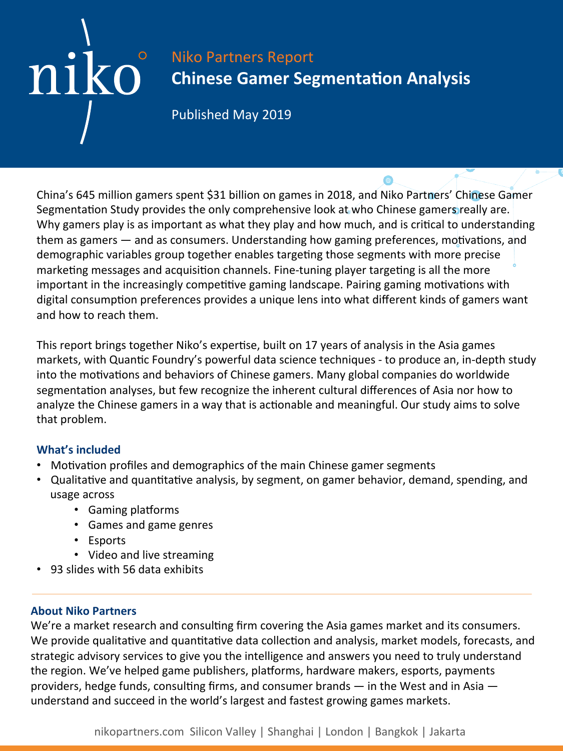niko

Niko Partners Report

# Chinese Gamer Segmentation Analysis

Published May 2019

China's 645 million gamers spent $31 billion on games in 2018, and Niko Partners' Chinese Gamer Segmentation Study provides the only comprehensive look at who Chinese gamers really are. Why gamers play is as important as what they play and how much, and is critical to understanding them as gamers — and as consumers. Understanding how gaming preferences, motivations, and demographic variables group together enables targeting those segments with more precise marketing messages and acquisition channels. Fine-tuning player targeting is all the more important in the increasingly competitive gaming landscape. Pairing gaming motivations with digital consumption preferences provides a unique lens into what different kinds of gamers want and how to reach them.

This report brings together Niko's expertise, built on 17 years of analysis in the Asia games markets, with Quantic Foundry's powerful data science techniques - to produce an, in-depth study into the motivations and behaviors of Chinese gamers. Many global companies do worldwide segmentation analyses, but few recognize the inherent cultural differences of Asia nor how to analyze the Chinese gamers in a way that is actionable and meaningful. Our study aims to solve that problem.

### What's included

- Motivation profiles and demographics of the main Chinese gamer segments
- Qualitative and quantitative analysis, by segment, on gamer behavior, demand, spending, and usage across
    - Gaming platforms
    - Games and game genres
    - Esports
    - Video and live streaming
- 93 slides with 56 data exhibits

### About Niko Partners

We're a market research and consulting firm covering the Asia games market and its consumers. We provide qualitative and quantitative data collection and analysis, market models, forecasts, and strategic advisory services to give you the intelligence and answers you need to truly understand the region. We've helped game publishers, platforms, hardware makers, esports, payments providers, hedge funds, consulting firms, and consumer brands — in the West and in Asia — understand and succeed in the world's largest and fastest growing games markets.

nikopartners.com Silicon Valley | Shanghai | London | Bangkok | Jakarta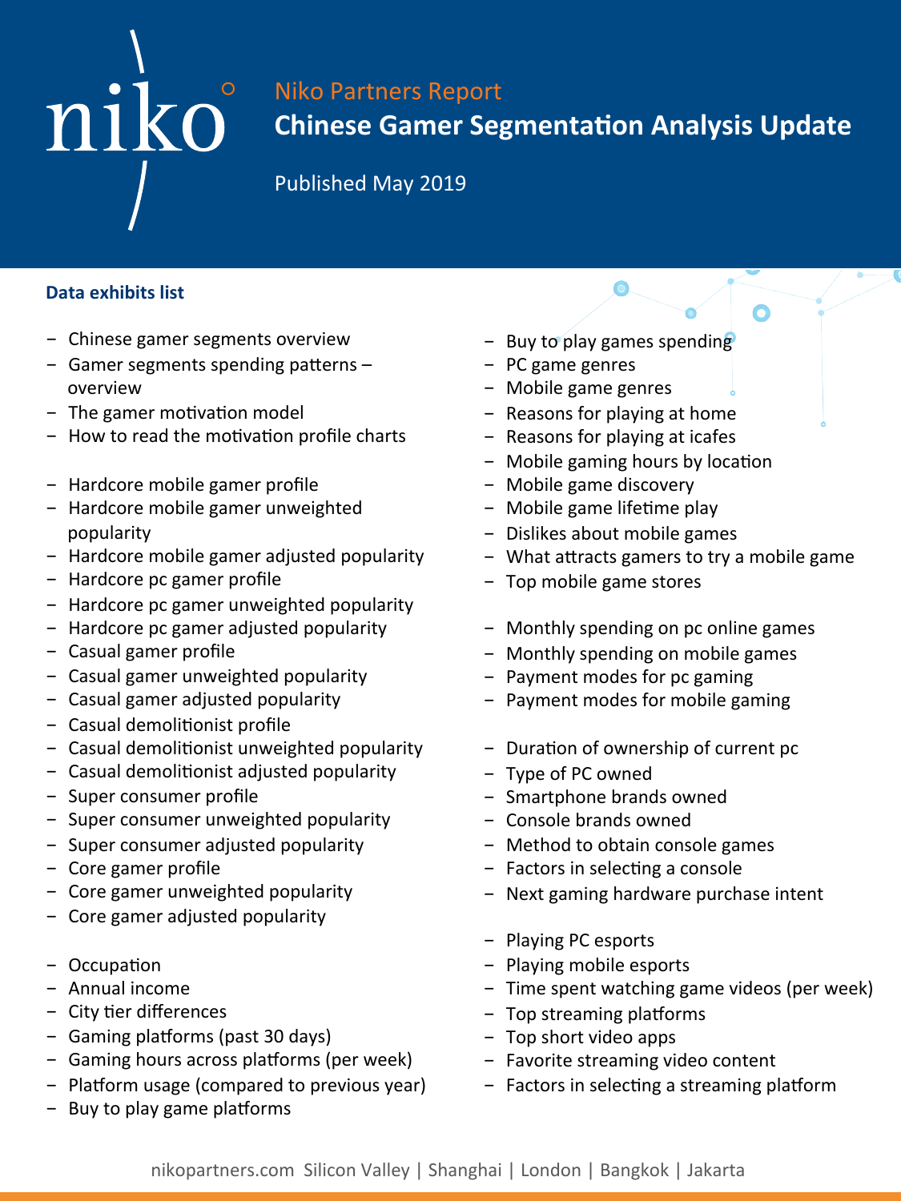Niko Partners Report

# Chinese Gamer Segmentation Analysis Update

Published May 2019

### Data exhibits list

- Chinese gamer segments overview
- Gamer segments spending patterns – overview
- The gamer motivation model
- How to read the motivation profile charts

- Hardcore mobile gamer profile
- Hardcore mobile gamer unweighted popularity
- Hardcore mobile gamer adjusted popularity
- Hardcore pc gamer profile
- Hardcore pc gamer unweighted popularity
- Hardcore pc gamer adjusted popularity
- Casual gamer profile
- Casual gamer unweighted popularity
- Casual gamer adjusted popularity
- Casual demolitionist profile
- Casual demolitionist unweighted popularity
- Casual demolitionist adjusted popularity
- Super consumer profile
- Super consumer unweighted popularity
- Super consumer adjusted popularity
- Core gamer profile
- Core gamer unweighted popularity
- Core gamer adjusted popularity

- Occupation
- Annual income
- City tier differences
- Gaming platforms (past 30 days)
- Gaming hours across platforms (per week)
- Platform usage (compared to previous year)
- Buy to play game platforms
- Buy to play games spending
- PC game genres
- Mobile game genres
- Reasons for playing at home
- Reasons for playing at icafes
- Mobile gaming hours by location
- Mobile game discovery
- Mobile game lifetime play
- Dislikes about mobile games
- What attracts gamers to try a mobile game
- Top mobile game stores

- Monthly spending on pc online games
- Monthly spending on mobile games
- Payment modes for pc gaming
- Payment modes for mobile gaming

- Duration of ownership of current pc
- Type of PC owned
- Smartphone brands owned
- Console brands owned
- Method to obtain console games
- Factors in selecting a console
- Next gaming hardware purchase intent

- Playing PC esports
- Playing mobile esports
- Time spent watching game videos (per week)
- Top streaming platforms
- Top short video apps
- Favorite streaming video content
- Factors in selecting a streaming platform

nikopartners.com Silicon Valley | Shanghai | London | Bangkok | Jakarta